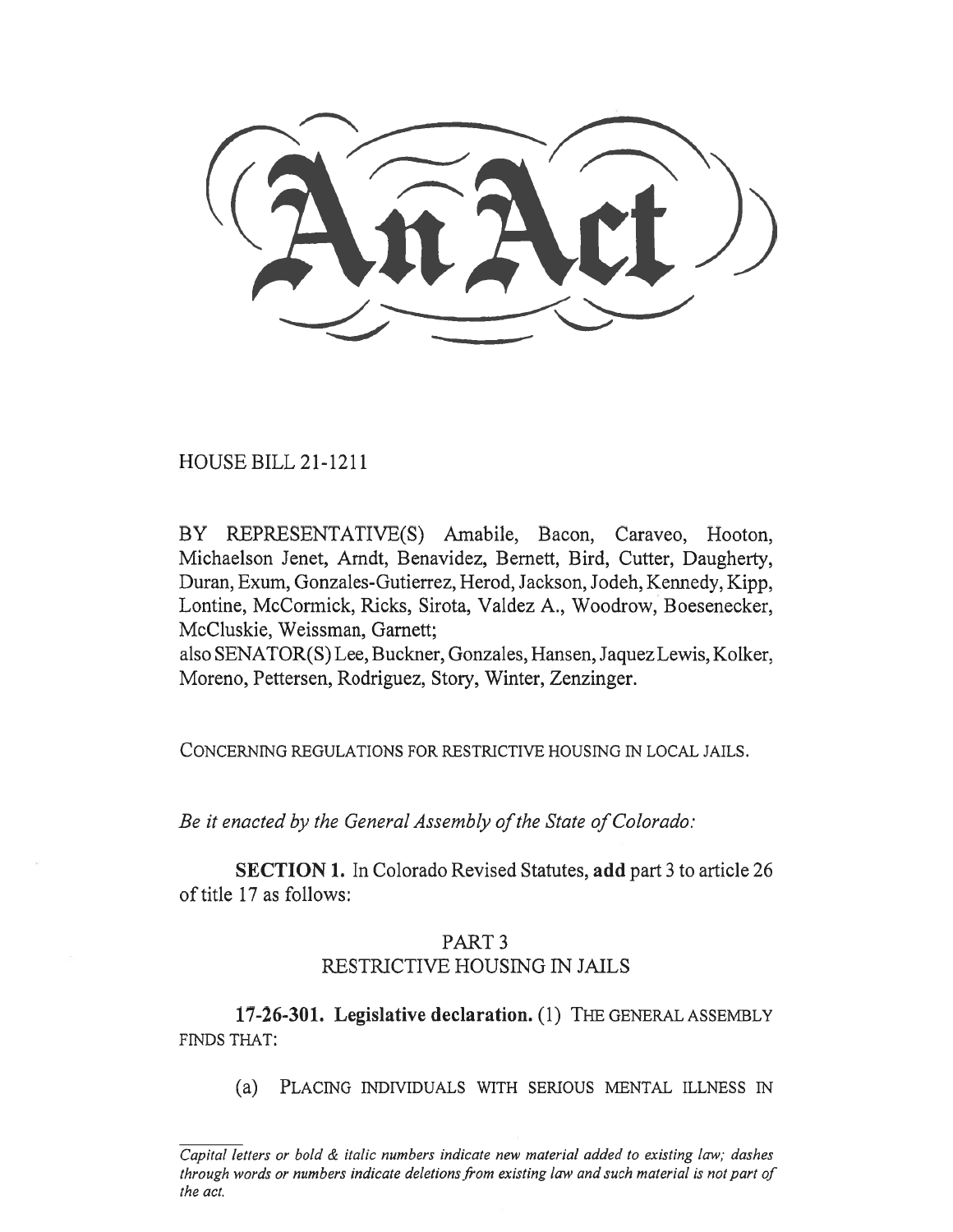# An Act

HOUSE BILL 21-1211

BY REPRESENTATIVE(S) Amabile, Bacon, Caraveo, Hooton, Michaelson Jenet, Arndt, Benavidez, Bernett, Bird, Cutter, Daugherty, Duran, Exum, Gonzales-Gutierrez, Herod, Jackson, Jodeh, Kennedy, Kipp, Lontine, McCormick, Ricks, Sirota, Valdez A., Woodrow, Boesenecker, McCluskie, Weissman, Garnett;
also SENATOR(S) Lee, Buckner, Gonzales, Hansen, Jaquez Lewis, Kolker, Moreno, Pettersen, Rodriguez, Story, Winter, Zenzinger.

CONCERNING REGULATIONS FOR RESTRICTIVE HOUSING IN LOCAL JAILS.

*Be it enacted by the General Assembly of the State of Colorado:*

**SECTION 1.** In Colorado Revised Statutes, **add** part 3 to article 26 of title 17 as follows:

PART 3
RESTRICTIVE HOUSING IN JAILS

**17-26-301. Legislative declaration.** (1) THE GENERAL ASSEMBLY FINDS THAT:

(a) PLACING INDIVIDUALS WITH SERIOUS MENTAL ILLNESS IN

*Capital letters or bold & italic numbers indicate new material added to existing law; dashes through words or numbers indicate deletions from existing law and such material is not part of the act.*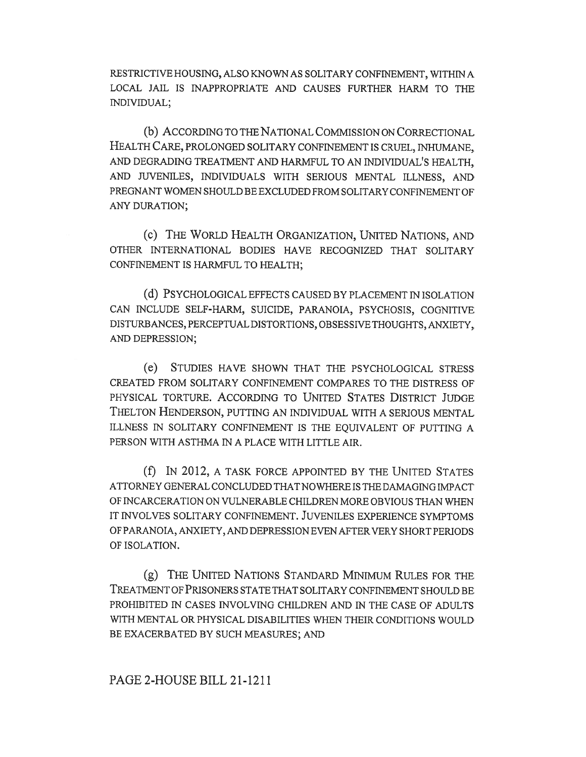RESTRICTIVE HOUSING, ALSO KNOWN AS SOLITARY CONFINEMENT, WITHIN A LOCAL JAIL IS INAPPROPRIATE AND CAUSES FURTHER HARM TO THE INDIVIDUAL;

(b) ACCORDING TO THE NATIONAL COMMISSION ON CORRECTIONAL HEALTH CARE, PROLONGED SOLITARY CONFINEMENT IS CRUEL, INHUMANE, AND DEGRADING TREATMENT AND HARMFUL TO AN INDIVIDUAL'S HEALTH, AND JUVENILES, INDIVIDUALS WITH SERIOUS MENTAL ILLNESS, AND PREGNANT WOMEN SHOULD BE EXCLUDED FROM SOLITARY CONFINEMENT OF ANY DURATION;

(c) THE WORLD HEALTH ORGANIZATION, UNITED NATIONS, AND OTHER INTERNATIONAL BODIES HAVE RECOGNIZED THAT SOLITARY CONFINEMENT IS HARMFUL TO HEALTH;

(d) PSYCHOLOGICAL EFFECTS CAUSED BY PLACEMENT IN ISOLATION CAN INCLUDE SELF-HARM, SUICIDE, PARANOIA, PSYCHOSIS, COGNITIVE DISTURBANCES, PERCEPTUAL DISTORTIONS, OBSESSIVE THOUGHTS, ANXIETY, AND DEPRESSION;

(e) STUDIES HAVE SHOWN THAT THE PSYCHOLOGICAL STRESS CREATED FROM SOLITARY CONFINEMENT COMPARES TO THE DISTRESS OF PHYSICAL TORTURE. ACCORDING TO UNITED STATES DISTRICT JUDGE THELTON HENDERSON, PUTTING AN INDIVIDUAL WITH A SERIOUS MENTAL ILLNESS IN SOLITARY CONFINEMENT IS THE EQUIVALENT OF PUTTING A PERSON WITH ASTHMA IN A PLACE WITH LITTLE AIR.

(f) IN 2012, A TASK FORCE APPOINTED BY THE UNITED STATES ATTORNEY GENERAL CONCLUDED THAT NOWHERE IS THE DAMAGING IMPACT OF INCARCERATION ON VULNERABLE CHILDREN MORE OBVIOUS THAN WHEN IT INVOLVES SOLITARY CONFINEMENT. JUVENILES EXPERIENCE SYMPTOMS OF PARANOIA, ANXIETY, AND DEPRESSION EVEN AFTER VERY SHORT PERIODS OF ISOLATION.

(g) THE UNITED NATIONS STANDARD MINIMUM RULES FOR THE TREATMENT OF PRISONERS STATE THAT SOLITARY CONFINEMENT SHOULD BE PROHIBITED IN CASES INVOLVING CHILDREN AND IN THE CASE OF ADULTS WITH MENTAL OR PHYSICAL DISABILITIES WHEN THEIR CONDITIONS WOULD BE EXACERBATED BY SUCH MEASURES; AND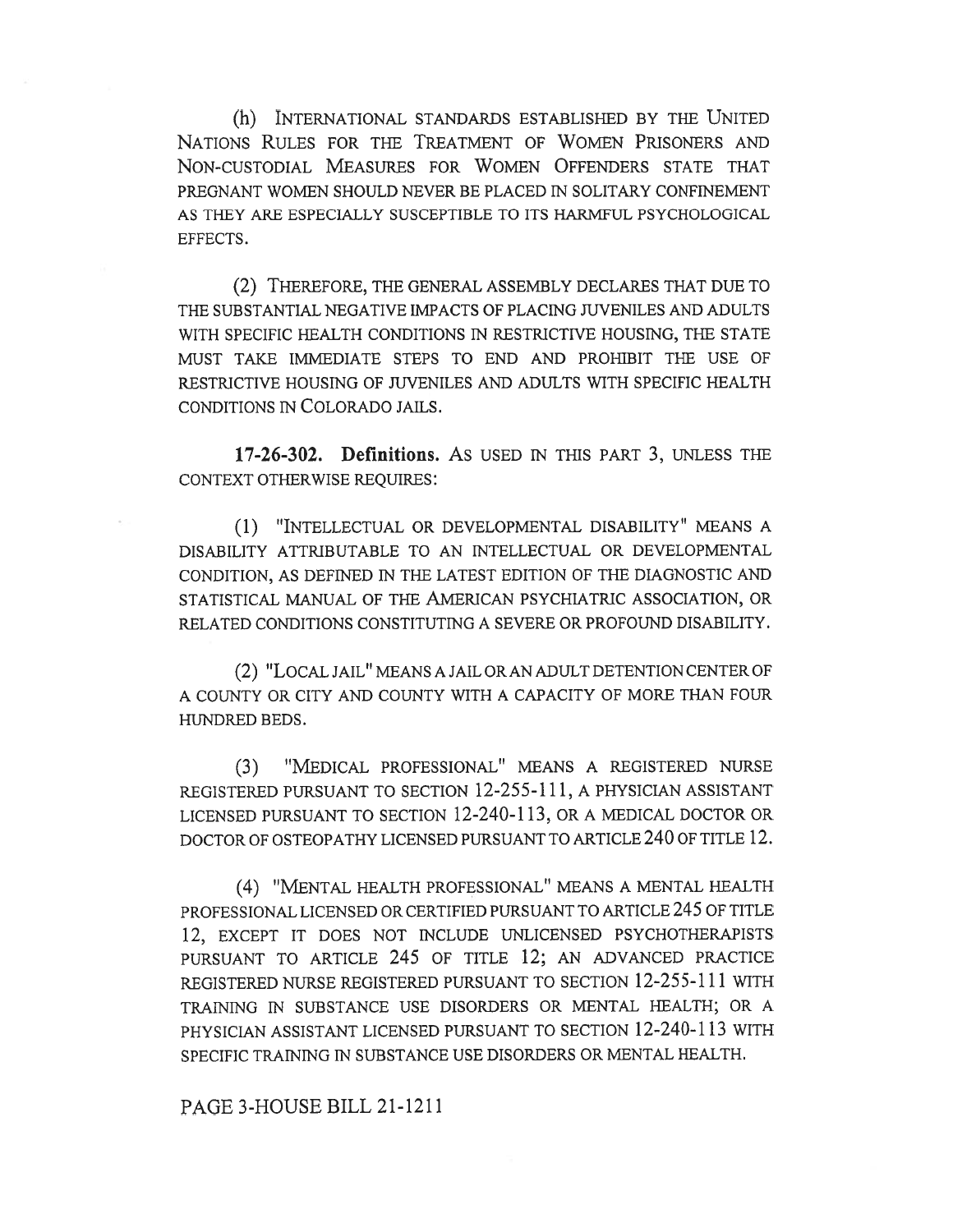(h) INTERNATIONAL STANDARDS ESTABLISHED BY THE UNITED NATIONS RULES FOR THE TREATMENT OF WOMEN PRISONERS AND NON-CUSTODIAL MEASURES FOR WOMEN OFFENDERS STATE THAT PREGNANT WOMEN SHOULD NEVER BE PLACED IN SOLITARY CONFINEMENT AS THEY ARE ESPECIALLY SUSCEPTIBLE TO ITS HARMFUL PSYCHOLOGICAL EFFECTS.

(2) THEREFORE, THE GENERAL ASSEMBLY DECLARES THAT DUE TO THE SUBSTANTIAL NEGATIVE IMPACTS OF PLACING JUVENILES AND ADULTS WITH SPECIFIC HEALTH CONDITIONS IN RESTRICTIVE HOUSING, THE STATE MUST TAKE IMMEDIATE STEPS TO END AND PROHIBIT THE USE OF RESTRICTIVE HOUSING OF JUVENILES AND ADULTS WITH SPECIFIC HEALTH CONDITIONS IN COLORADO JAILS.

**17-26-302. Definitions.** AS USED IN THIS PART 3, UNLESS THE CONTEXT OTHERWISE REQUIRES:

(1) "INTELLECTUAL OR DEVELOPMENTAL DISABILITY" MEANS A DISABILITY ATTRIBUTABLE TO AN INTELLECTUAL OR DEVELOPMENTAL CONDITION, AS DEFINED IN THE LATEST EDITION OF THE DIAGNOSTIC AND STATISTICAL MANUAL OF THE AMERICAN PSYCHIATRIC ASSOCIATION, OR RELATED CONDITIONS CONSTITUTING A SEVERE OR PROFOUND DISABILITY.

(2) "LOCAL JAIL" MEANS A JAIL OR AN ADULT DETENTION CENTER OF A COUNTY OR CITY AND COUNTY WITH A CAPACITY OF MORE THAN FOUR HUNDRED BEDS.

(3) "MEDICAL PROFESSIONAL" MEANS A REGISTERED NURSE REGISTERED PURSUANT TO SECTION 12-255-111, A PHYSICIAN ASSISTANT LICENSED PURSUANT TO SECTION 12-240-113, OR A MEDICAL DOCTOR OR DOCTOR OF OSTEOPATHY LICENSED PURSUANT TO ARTICLE 240 OF TITLE 12.

(4) "MENTAL HEALTH PROFESSIONAL" MEANS A MENTAL HEALTH PROFESSIONAL LICENSED OR CERTIFIED PURSUANT TO ARTICLE 245 OF TITLE 12, EXCEPT IT DOES NOT INCLUDE UNLICENSED PSYCHOTHERAPISTS PURSUANT TO ARTICLE 245 OF TITLE 12; AN ADVANCED PRACTICE REGISTERED NURSE REGISTERED PURSUANT TO SECTION 12-255-111 WITH TRAINING IN SUBSTANCE USE DISORDERS OR MENTAL HEALTH; OR A PHYSICIAN ASSISTANT LICENSED PURSUANT TO SECTION 12-240-113 WITH SPECIFIC TRAINING IN SUBSTANCE USE DISORDERS OR MENTAL HEALTH.

PAGE 3-HOUSE BILL 21-1211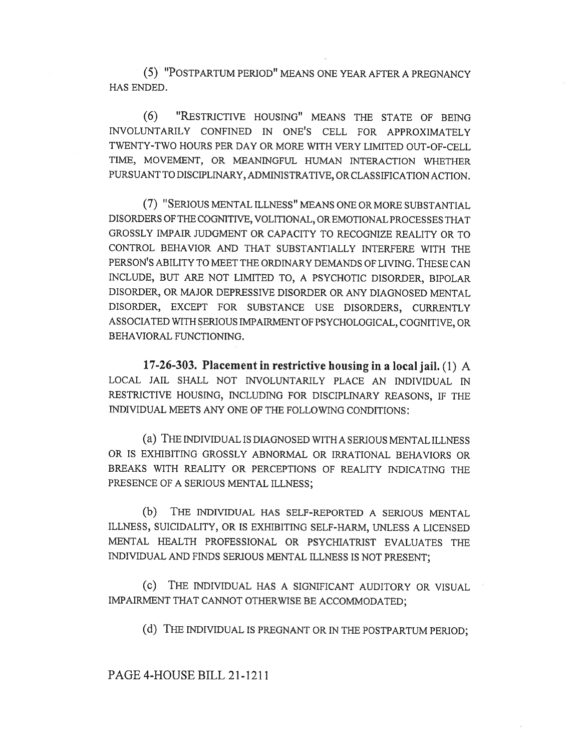(5) "POSTPARTUM PERIOD" MEANS ONE YEAR AFTER A PREGNANCY HAS ENDED.

(6) "RESTRICTIVE HOUSING" MEANS THE STATE OF BEING INVOLUNTARILY CONFINED IN ONE'S CELL FOR APPROXIMATELY TWENTY-TWO HOURS PER DAY OR MORE WITH VERY LIMITED OUT-OF-CELL TIME, MOVEMENT, OR MEANINGFUL HUMAN INTERACTION WHETHER PURSUANT TO DISCIPLINARY, ADMINISTRATIVE, OR CLASSIFICATION ACTION.

(7) "SERIOUS MENTAL ILLNESS" MEANS ONE OR MORE SUBSTANTIAL DISORDERS OF THE COGNITIVE, VOLITIONAL, OR EMOTIONAL PROCESSES THAT GROSSLY IMPAIR JUDGMENT OR CAPACITY TO RECOGNIZE REALITY OR TO CONTROL BEHAVIOR AND THAT SUBSTANTIALLY INTERFERE WITH THE PERSON'S ABILITY TO MEET THE ORDINARY DEMANDS OF LIVING. THESE CAN INCLUDE, BUT ARE NOT LIMITED TO, A PSYCHOTIC DISORDER, BIPOLAR DISORDER, OR MAJOR DEPRESSIVE DISORDER OR ANY DIAGNOSED MENTAL DISORDER, EXCEPT FOR SUBSTANCE USE DISORDERS, CURRENTLY ASSOCIATED WITH SERIOUS IMPAIRMENT OF PSYCHOLOGICAL, COGNITIVE, OR BEHAVIORAL FUNCTIONING.

**17-26-303. Placement in restrictive housing in a local jail.** (1) A LOCAL JAIL SHALL NOT INVOLUNTARILY PLACE AN INDIVIDUAL IN RESTRICTIVE HOUSING, INCLUDING FOR DISCIPLINARY REASONS, IF THE INDIVIDUAL MEETS ANY ONE OF THE FOLLOWING CONDITIONS:

(a) THE INDIVIDUAL IS DIAGNOSED WITH A SERIOUS MENTAL ILLNESS OR IS EXHIBITING GROSSLY ABNORMAL OR IRRATIONAL BEHAVIORS OR BREAKS WITH REALITY OR PERCEPTIONS OF REALITY INDICATING THE PRESENCE OF A SERIOUS MENTAL ILLNESS;

(b) THE INDIVIDUAL HAS SELF-REPORTED A SERIOUS MENTAL ILLNESS, SUICIDALITY, OR IS EXHIBITING SELF-HARM, UNLESS A LICENSED MENTAL HEALTH PROFESSIONAL OR PSYCHIATRIST EVALUATES THE INDIVIDUAL AND FINDS SERIOUS MENTAL ILLNESS IS NOT PRESENT;

(c) THE INDIVIDUAL HAS A SIGNIFICANT AUDITORY OR VISUAL IMPAIRMENT THAT CANNOT OTHERWISE BE ACCOMMODATED;

(d) THE INDIVIDUAL IS PREGNANT OR IN THE POSTPARTUM PERIOD;

PAGE 4-HOUSE BILL 21-1211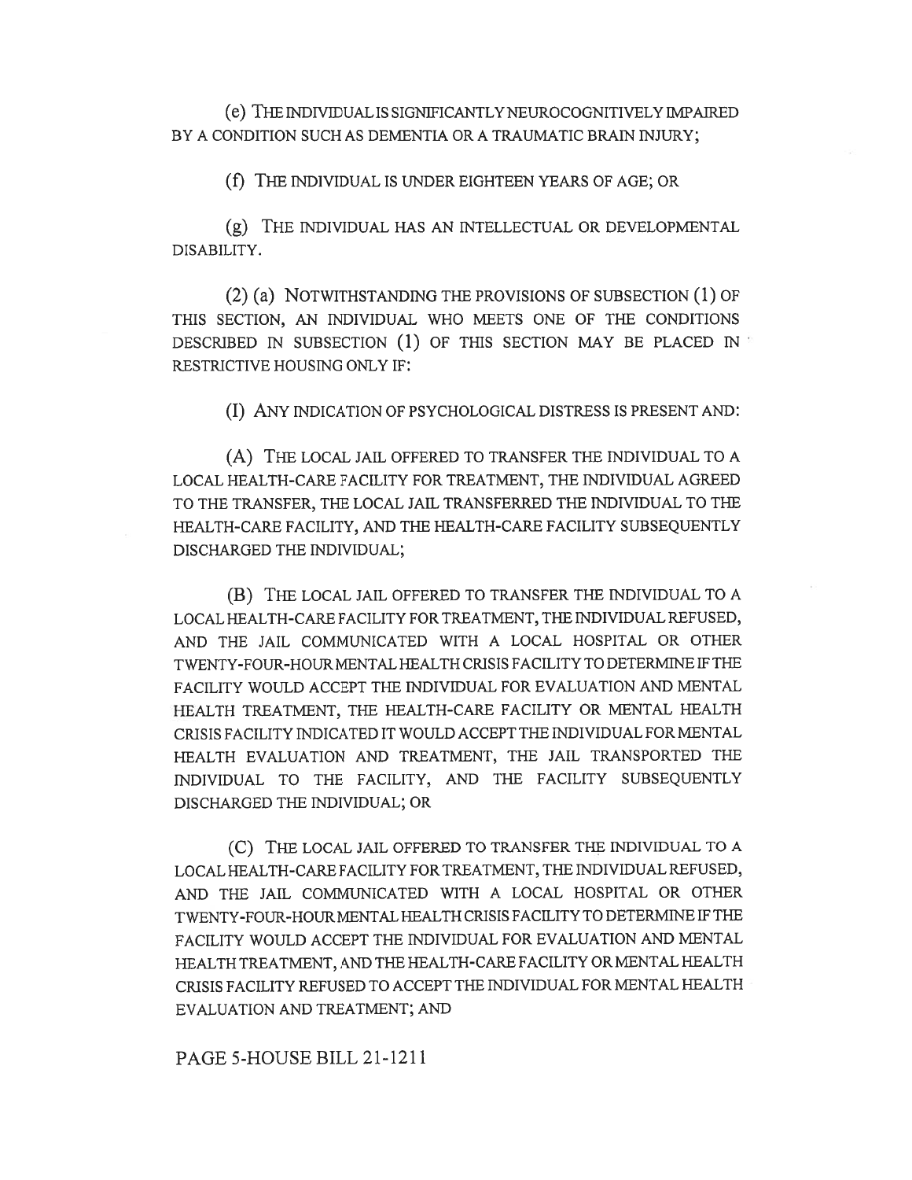(e) THE INDIVIDUAL IS SIGNIFICANTLY NEUROCOGNITIVELY IMPAIRED BY A CONDITION SUCH AS DEMENTIA OR A TRAUMATIC BRAIN INJURY;

(f) THE INDIVIDUAL IS UNDER EIGHTEEN YEARS OF AGE; OR

(g) THE INDIVIDUAL HAS AN INTELLECTUAL OR DEVELOPMENTAL DISABILITY.

(2) (a) NOTWITHSTANDING THE PROVISIONS OF SUBSECTION (1) OF THIS SECTION, AN INDIVIDUAL WHO MEETS ONE OF THE CONDITIONS DESCRIBED IN SUBSECTION (1) OF THIS SECTION MAY BE PLACED IN RESTRICTIVE HOUSING ONLY IF:

(I) ANY INDICATION OF PSYCHOLOGICAL DISTRESS IS PRESENT AND:

(A) THE LOCAL JAIL OFFERED TO TRANSFER THE INDIVIDUAL TO A LOCAL HEALTH-CARE FACILITY FOR TREATMENT, THE INDIVIDUAL AGREED TO THE TRANSFER, THE LOCAL JAIL TRANSFERRED THE INDIVIDUAL TO THE HEALTH-CARE FACILITY, AND THE HEALTH-CARE FACILITY SUBSEQUENTLY DISCHARGED THE INDIVIDUAL;

(B) THE LOCAL JAIL OFFERED TO TRANSFER THE INDIVIDUAL TO A LOCAL HEALTH-CARE FACILITY FOR TREATMENT, THE INDIVIDUAL REFUSED, AND THE JAIL COMMUNICATED WITH A LOCAL HOSPITAL OR OTHER TWENTY-FOUR-HOUR MENTAL HEALTH CRISIS FACILITY TO DETERMINE IF THE FACILITY WOULD ACCEPT THE INDIVIDUAL FOR EVALUATION AND MENTAL HEALTH TREATMENT, THE HEALTH-CARE FACILITY OR MENTAL HEALTH CRISIS FACILITY INDICATED IT WOULD ACCEPT THE INDIVIDUAL FOR MENTAL HEALTH EVALUATION AND TREATMENT, THE JAIL TRANSPORTED THE INDIVIDUAL TO THE FACILITY, AND THE FACILITY SUBSEQUENTLY DISCHARGED THE INDIVIDUAL; OR

(C) THE LOCAL JAIL OFFERED TO TRANSFER THE INDIVIDUAL TO A LOCAL HEALTH-CARE FACILITY FOR TREATMENT, THE INDIVIDUAL REFUSED, AND THE JAIL COMMUNICATED WITH A LOCAL HOSPITAL OR OTHER TWENTY-FOUR-HOUR MENTAL HEALTH CRISIS FACILITY TO DETERMINE IF THE FACILITY WOULD ACCEPT THE INDIVIDUAL FOR EVALUATION AND MENTAL HEALTH TREATMENT, AND THE HEALTH-CARE FACILITY OR MENTAL HEALTH CRISIS FACILITY REFUSED TO ACCEPT THE INDIVIDUAL FOR MENTAL HEALTH EVALUATION AND TREATMENT; AND

PAGE 5-HOUSE BILL 21-1211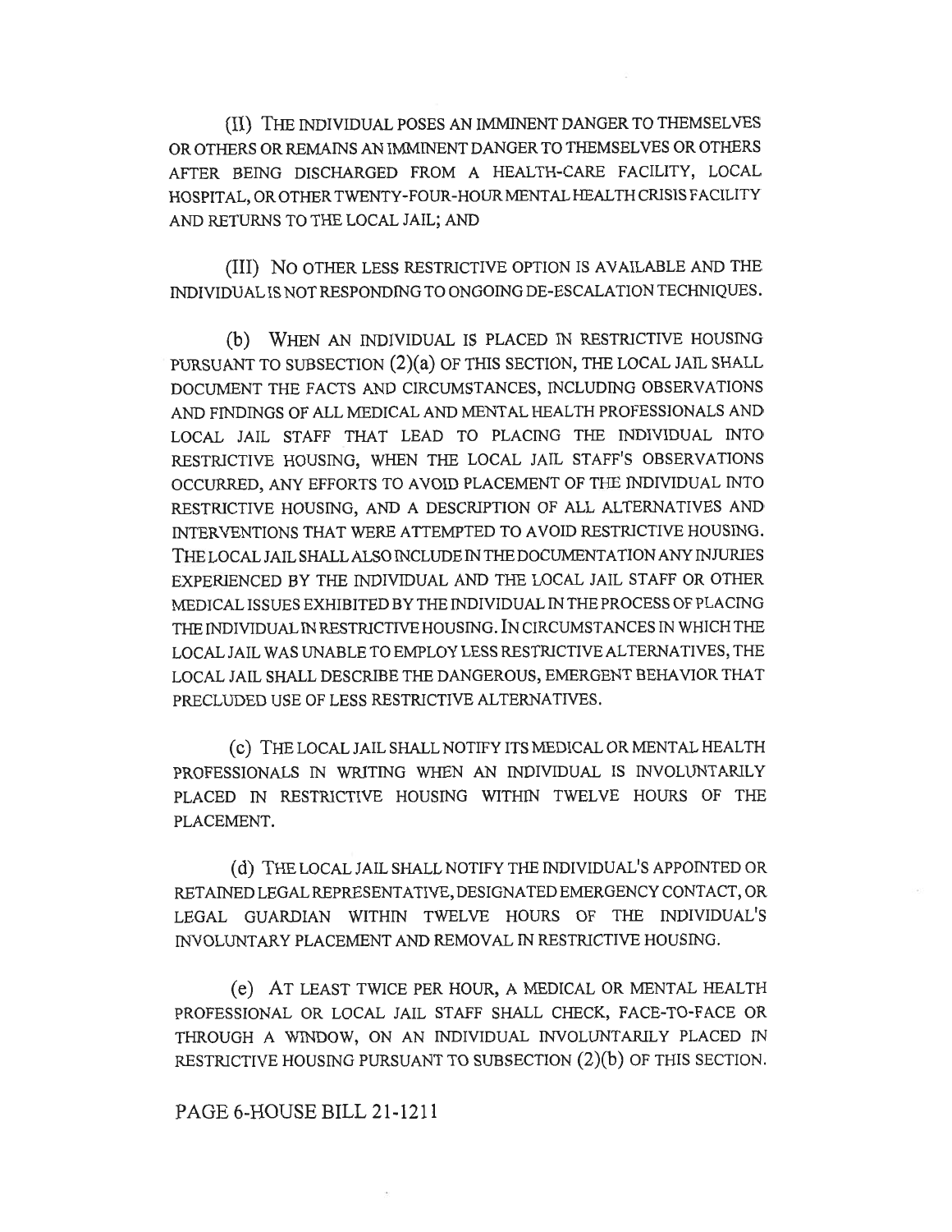(II) THE INDIVIDUAL POSES AN IMMINENT DANGER TO THEMSELVES OR OTHERS OR REMAINS AN IMMINENT DANGER TO THEMSELVES OR OTHERS AFTER BEING DISCHARGED FROM A HEALTH-CARE FACILITY, LOCAL HOSPITAL, OR OTHER TWENTY-FOUR-HOUR MENTAL HEALTH CRISIS FACILITY AND RETURNS TO THE LOCAL JAIL; AND

(III) NO OTHER LESS RESTRICTIVE OPTION IS AVAILABLE AND THE INDIVIDUAL IS NOT RESPONDING TO ONGOING DE-ESCALATION TECHNIQUES.

(b) WHEN AN INDIVIDUAL IS PLACED IN RESTRICTIVE HOUSING PURSUANT TO SUBSECTION (2)(a) OF THIS SECTION, THE LOCAL JAIL SHALL DOCUMENT THE FACTS AND CIRCUMSTANCES, INCLUDING OBSERVATIONS AND FINDINGS OF ALL MEDICAL AND MENTAL HEALTH PROFESSIONALS AND LOCAL JAIL STAFF THAT LEAD TO PLACING THE INDIVIDUAL INTO RESTRICTIVE HOUSING, WHEN THE LOCAL JAIL STAFF'S OBSERVATIONS OCCURRED, ANY EFFORTS TO AVOID PLACEMENT OF THE INDIVIDUAL INTO RESTRICTIVE HOUSING, AND A DESCRIPTION OF ALL ALTERNATIVES AND INTERVENTIONS THAT WERE ATTEMPTED TO AVOID RESTRICTIVE HOUSING. THE LOCAL JAIL SHALL ALSO INCLUDE IN THE DOCUMENTATION ANY INJURIES EXPERIENCED BY THE INDIVIDUAL AND THE LOCAL JAIL STAFF OR OTHER MEDICAL ISSUES EXHIBITED BY THE INDIVIDUAL IN THE PROCESS OF PLACING THE INDIVIDUAL IN RESTRICTIVE HOUSING. IN CIRCUMSTANCES IN WHICH THE LOCAL JAIL WAS UNABLE TO EMPLOY LESS RESTRICTIVE ALTERNATIVES, THE LOCAL JAIL SHALL DESCRIBE THE DANGEROUS, EMERGENT BEHAVIOR THAT PRECLUDED USE OF LESS RESTRICTIVE ALTERNATIVES.

(c) THE LOCAL JAIL SHALL NOTIFY ITS MEDICAL OR MENTAL HEALTH PROFESSIONALS IN WRITING WHEN AN INDIVIDUAL IS INVOLUNTARILY PLACED IN RESTRICTIVE HOUSING WITHIN TWELVE HOURS OF THE PLACEMENT.

(d) THE LOCAL JAIL SHALL NOTIFY THE INDIVIDUAL'S APPOINTED OR RETAINED LEGAL REPRESENTATIVE, DESIGNATED EMERGENCY CONTACT, OR LEGAL GUARDIAN WITHIN TWELVE HOURS OF THE INDIVIDUAL'S INVOLUNTARY PLACEMENT AND REMOVAL IN RESTRICTIVE HOUSING.

(e) AT LEAST TWICE PER HOUR, A MEDICAL OR MENTAL HEALTH PROFESSIONAL OR LOCAL JAIL STAFF SHALL CHECK, FACE-TO-FACE OR THROUGH A WINDOW, ON AN INDIVIDUAL INVOLUNTARILY PLACED IN RESTRICTIVE HOUSING PURSUANT TO SUBSECTION (2)(b) OF THIS SECTION.

PAGE 6-HOUSE BILL 21-1211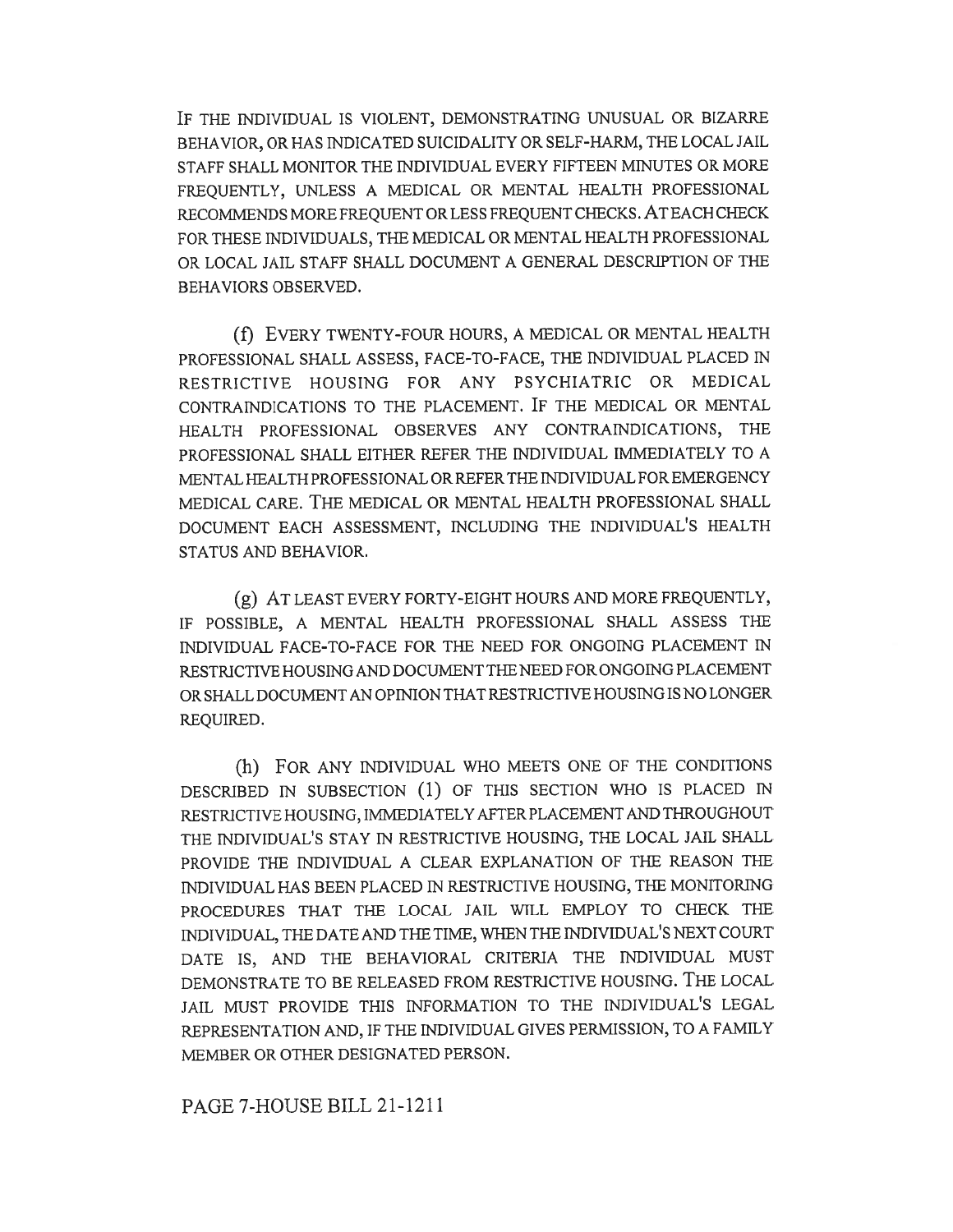IF THE INDIVIDUAL IS VIOLENT, DEMONSTRATING UNUSUAL OR BIZARRE BEHAVIOR, OR HAS INDICATED SUICIDALITY OR SELF-HARM, THE LOCAL JAIL STAFF SHALL MONITOR THE INDIVIDUAL EVERY FIFTEEN MINUTES OR MORE FREQUENTLY, UNLESS A MEDICAL OR MENTAL HEALTH PROFESSIONAL RECOMMENDS MORE FREQUENT OR LESS FREQUENT CHECKS. AT EACH CHECK FOR THESE INDIVIDUALS, THE MEDICAL OR MENTAL HEALTH PROFESSIONAL OR LOCAL JAIL STAFF SHALL DOCUMENT A GENERAL DESCRIPTION OF THE BEHAVIORS OBSERVED.

(f) EVERY TWENTY-FOUR HOURS, A MEDICAL OR MENTAL HEALTH PROFESSIONAL SHALL ASSESS, FACE-TO-FACE, THE INDIVIDUAL PLACED IN RESTRICTIVE HOUSING FOR ANY PSYCHIATRIC OR MEDICAL CONTRAINDICATIONS TO THE PLACEMENT. IF THE MEDICAL OR MENTAL HEALTH PROFESSIONAL OBSERVES ANY CONTRAINDICATIONS, THE PROFESSIONAL SHALL EITHER REFER THE INDIVIDUAL IMMEDIATELY TO A MENTAL HEALTH PROFESSIONAL OR REFER THE INDIVIDUAL FOR EMERGENCY MEDICAL CARE. THE MEDICAL OR MENTAL HEALTH PROFESSIONAL SHALL DOCUMENT EACH ASSESSMENT, INCLUDING THE INDIVIDUAL'S HEALTH STATUS AND BEHAVIOR.

(g) AT LEAST EVERY FORTY-EIGHT HOURS AND MORE FREQUENTLY, IF POSSIBLE, A MENTAL HEALTH PROFESSIONAL SHALL ASSESS THE INDIVIDUAL FACE-TO-FACE FOR THE NEED FOR ONGOING PLACEMENT IN RESTRICTIVE HOUSING AND DOCUMENT THE NEED FOR ONGOING PLACEMENT OR SHALL DOCUMENT AN OPINION THAT RESTRICTIVE HOUSING IS NO LONGER REQUIRED.

(h) FOR ANY INDIVIDUAL WHO MEETS ONE OF THE CONDITIONS DESCRIBED IN SUBSECTION (1) OF THIS SECTION WHO IS PLACED IN RESTRICTIVE HOUSING, IMMEDIATELY AFTER PLACEMENT AND THROUGHOUT THE INDIVIDUAL'S STAY IN RESTRICTIVE HOUSING, THE LOCAL JAIL SHALL PROVIDE THE INDIVIDUAL A CLEAR EXPLANATION OF THE REASON THE INDIVIDUAL HAS BEEN PLACED IN RESTRICTIVE HOUSING, THE MONITORING PROCEDURES THAT THE LOCAL JAIL WILL EMPLOY TO CHECK THE INDIVIDUAL, THE DATE AND THE TIME, WHEN THE INDIVIDUAL'S NEXT COURT DATE IS, AND THE BEHAVIORAL CRITERIA THE INDIVIDUAL MUST DEMONSTRATE TO BE RELEASED FROM RESTRICTIVE HOUSING. THE LOCAL JAIL MUST PROVIDE THIS INFORMATION TO THE INDIVIDUAL'S LEGAL REPRESENTATION AND, IF THE INDIVIDUAL GIVES PERMISSION, TO A FAMILY MEMBER OR OTHER DESIGNATED PERSON.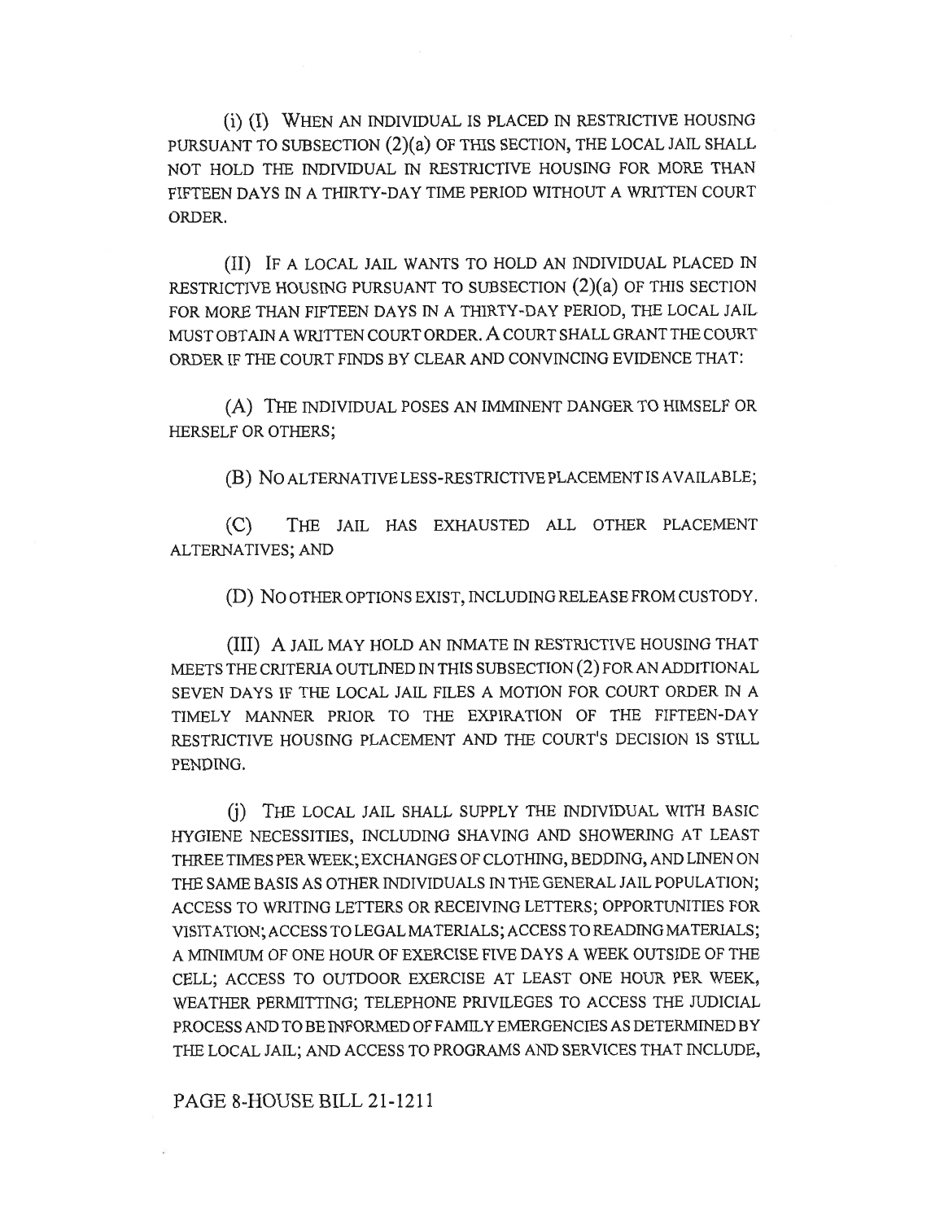(i) (I) WHEN AN INDIVIDUAL IS PLACED IN RESTRICTIVE HOUSING PURSUANT TO SUBSECTION (2)(a) OF THIS SECTION, THE LOCAL JAIL SHALL NOT HOLD THE INDIVIDUAL IN RESTRICTIVE HOUSING FOR MORE THAN FIFTEEN DAYS IN A THIRTY-DAY TIME PERIOD WITHOUT A WRITTEN COURT ORDER.

(II) IF A LOCAL JAIL WANTS TO HOLD AN INDIVIDUAL PLACED IN RESTRICTIVE HOUSING PURSUANT TO SUBSECTION (2)(a) OF THIS SECTION FOR MORE THAN FIFTEEN DAYS IN A THIRTY-DAY PERIOD, THE LOCAL JAIL MUST OBTAIN A WRITTEN COURT ORDER. A COURT SHALL GRANT THE COURT ORDER IF THE COURT FINDS BY CLEAR AND CONVINCING EVIDENCE THAT:

(A) THE INDIVIDUAL POSES AN IMMINENT DANGER TO HIMSELF OR HERSELF OR OTHERS;

(B) NO ALTERNATIVE LESS-RESTRICTIVE PLACEMENT IS AVAILABLE;

(C) THE JAIL HAS EXHAUSTED ALL OTHER PLACEMENT ALTERNATIVES; AND

(D) NO OTHER OPTIONS EXIST, INCLUDING RELEASE FROM CUSTODY.

(III) A JAIL MAY HOLD AN INMATE IN RESTRICTIVE HOUSING THAT MEETS THE CRITERIA OUTLINED IN THIS SUBSECTION (2) FOR AN ADDITIONAL SEVEN DAYS IF THE LOCAL JAIL FILES A MOTION FOR COURT ORDER IN A TIMELY MANNER PRIOR TO THE EXPIRATION OF THE FIFTEEN-DAY RESTRICTIVE HOUSING PLACEMENT AND THE COURT'S DECISION IS STILL PENDING.

(j) THE LOCAL JAIL SHALL SUPPLY THE INDIVIDUAL WITH BASIC HYGIENE NECESSITIES, INCLUDING SHAVING AND SHOWERING AT LEAST THREE TIMES PER WEEK; EXCHANGES OF CLOTHING, BEDDING, AND LINEN ON THE SAME BASIS AS OTHER INDIVIDUALS IN THE GENERAL JAIL POPULATION; ACCESS TO WRITING LETTERS OR RECEIVING LETTERS; OPPORTUNITIES FOR VISITATION; ACCESS TO LEGAL MATERIALS; ACCESS TO READING MATERIALS; A MINIMUM OF ONE HOUR OF EXERCISE FIVE DAYS A WEEK OUTSIDE OF THE CELL; ACCESS TO OUTDOOR EXERCISE AT LEAST ONE HOUR PER WEEK, WEATHER PERMITTING; TELEPHONE PRIVILEGES TO ACCESS THE JUDICIAL PROCESS AND TO BE INFORMED OF FAMILY EMERGENCIES AS DETERMINED BY THE LOCAL JAIL; AND ACCESS TO PROGRAMS AND SERVICES THAT INCLUDE,

PAGE 8-HOUSE BILL 21-1211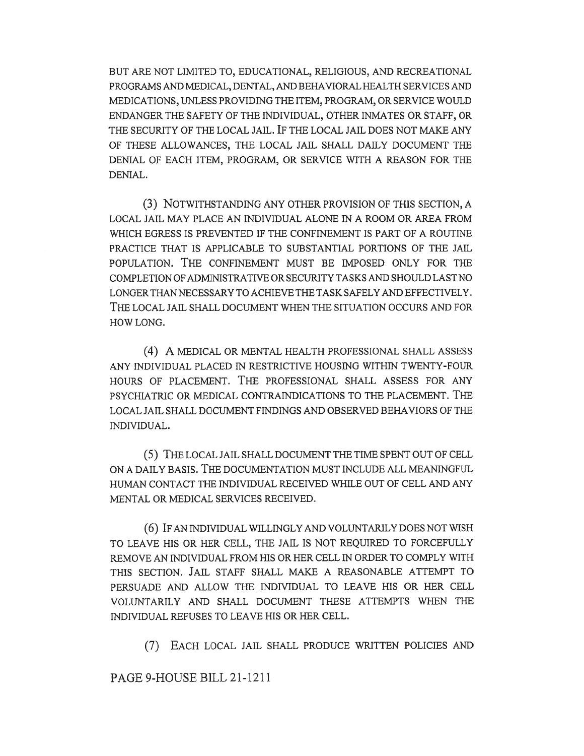BUT ARE NOT LIMITED TO, EDUCATIONAL, RELIGIOUS, AND RECREATIONAL PROGRAMS AND MEDICAL, DENTAL, AND BEHAVIORAL HEALTH SERVICES AND MEDICATIONS, UNLESS PROVIDING THE ITEM, PROGRAM, OR SERVICE WOULD ENDANGER THE SAFETY OF THE INDIVIDUAL, OTHER INMATES OR STAFF, OR THE SECURITY OF THE LOCAL JAIL. IF THE LOCAL JAIL DOES NOT MAKE ANY OF THESE ALLOWANCES, THE LOCAL JAIL SHALL DAILY DOCUMENT THE DENIAL OF EACH ITEM, PROGRAM, OR SERVICE WITH A REASON FOR THE DENIAL.

(3) NOTWITHSTANDING ANY OTHER PROVISION OF THIS SECTION, A LOCAL JAIL MAY PLACE AN INDIVIDUAL ALONE IN A ROOM OR AREA FROM WHICH EGRESS IS PREVENTED IF THE CONFINEMENT IS PART OF A ROUTINE PRACTICE THAT IS APPLICABLE TO SUBSTANTIAL PORTIONS OF THE JAIL POPULATION. THE CONFINEMENT MUST BE IMPOSED ONLY FOR THE COMPLETION OF ADMINISTRATIVE OR SECURITY TASKS AND SHOULD LAST NO LONGER THAN NECESSARY TO ACHIEVE THE TASK SAFELY AND EFFECTIVELY. THE LOCAL JAIL SHALL DOCUMENT WHEN THE SITUATION OCCURS AND FOR HOW LONG.

(4) A MEDICAL OR MENTAL HEALTH PROFESSIONAL SHALL ASSESS ANY INDIVIDUAL PLACED IN RESTRICTIVE HOUSING WITHIN TWENTY-FOUR HOURS OF PLACEMENT. THE PROFESSIONAL SHALL ASSESS FOR ANY PSYCHIATRIC OR MEDICAL CONTRAINDICATIONS TO THE PLACEMENT. THE LOCAL JAIL SHALL DOCUMENT FINDINGS AND OBSERVED BEHAVIORS OF THE INDIVIDUAL.

(5) THE LOCAL JAIL SHALL DOCUMENT THE TIME SPENT OUT OF CELL ON A DAILY BASIS. THE DOCUMENTATION MUST INCLUDE ALL MEANINGFUL HUMAN CONTACT THE INDIVIDUAL RECEIVED WHILE OUT OF CELL AND ANY MENTAL OR MEDICAL SERVICES RECEIVED.

(6) IF AN INDIVIDUAL WILLINGLY AND VOLUNTARILY DOES NOT WISH TO LEAVE HIS OR HER CELL, THE JAIL IS NOT REQUIRED TO FORCEFULLY REMOVE AN INDIVIDUAL FROM HIS OR HER CELL IN ORDER TO COMPLY WITH THIS SECTION. JAIL STAFF SHALL MAKE A REASONABLE ATTEMPT TO PERSUADE AND ALLOW THE INDIVIDUAL TO LEAVE HIS OR HER CELL VOLUNTARILY AND SHALL DOCUMENT THESE ATTEMPTS WHEN THE INDIVIDUAL REFUSES TO LEAVE HIS OR HER CELL.

(7) EACH LOCAL JAIL SHALL PRODUCE WRITTEN POLICIES AND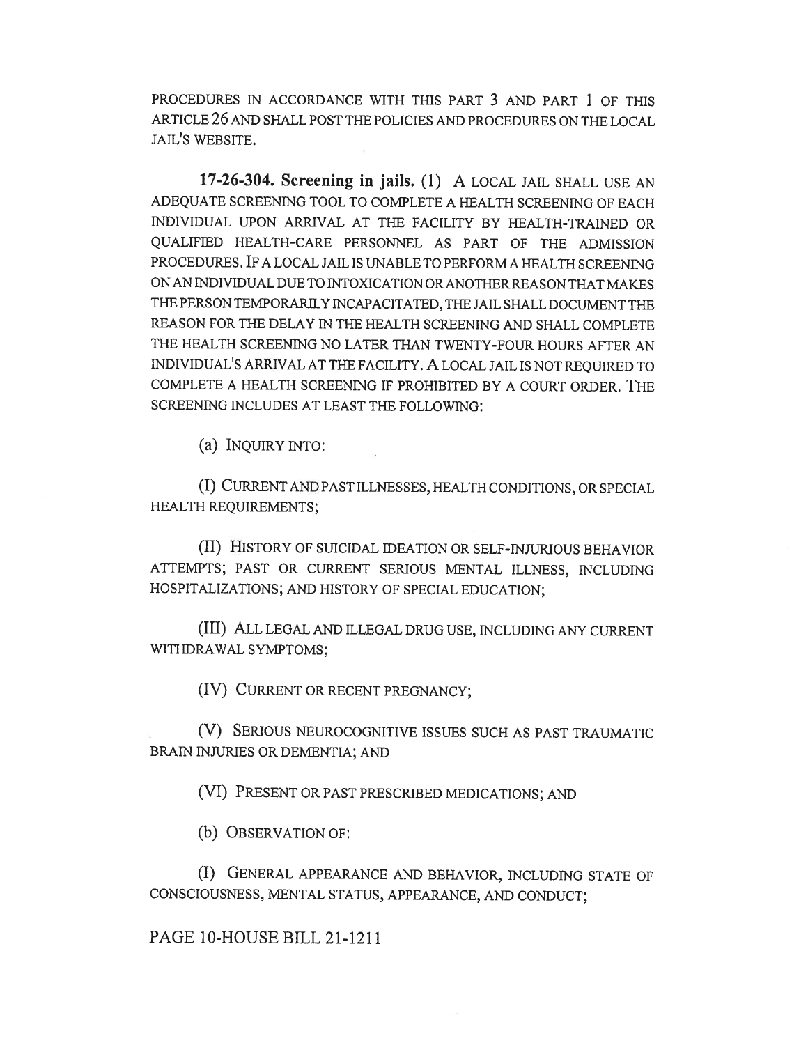PROCEDURES IN ACCORDANCE WITH THIS PART 3 AND PART 1 OF THIS ARTICLE 26 AND SHALL POST THE POLICIES AND PROCEDURES ON THE LOCAL JAIL'S WEBSITE.

**17-26-304. Screening in jails.** (1) A LOCAL JAIL SHALL USE AN ADEQUATE SCREENING TOOL TO COMPLETE A HEALTH SCREENING OF EACH INDIVIDUAL UPON ARRIVAL AT THE FACILITY BY HEALTH-TRAINED OR QUALIFIED HEALTH-CARE PERSONNEL AS PART OF THE ADMISSION PROCEDURES. IF A LOCAL JAIL IS UNABLE TO PERFORM A HEALTH SCREENING ON AN INDIVIDUAL DUE TO INTOXICATION OR ANOTHER REASON THAT MAKES THE PERSON TEMPORARILY INCAPACITATED, THE JAIL SHALL DOCUMENT THE REASON FOR THE DELAY IN THE HEALTH SCREENING AND SHALL COMPLETE THE HEALTH SCREENING NO LATER THAN TWENTY-FOUR HOURS AFTER AN INDIVIDUAL'S ARRIVAL AT THE FACILITY. A LOCAL JAIL IS NOT REQUIRED TO COMPLETE A HEALTH SCREENING IF PROHIBITED BY A COURT ORDER. THE SCREENING INCLUDES AT LEAST THE FOLLOWING:

(a) INQUIRY INTO:

(I) CURRENT AND PAST ILLNESSES, HEALTH CONDITIONS, OR SPECIAL HEALTH REQUIREMENTS;

(II) HISTORY OF SUICIDAL IDEATION OR SELF-INJURIOUS BEHAVIOR ATTEMPTS; PAST OR CURRENT SERIOUS MENTAL ILLNESS, INCLUDING HOSPITALIZATIONS; AND HISTORY OF SPECIAL EDUCATION;

(III) ALL LEGAL AND ILLEGAL DRUG USE, INCLUDING ANY CURRENT WITHDRAWAL SYMPTOMS;

(IV) CURRENT OR RECENT PREGNANCY;

(V) SERIOUS NEUROCOGNITIVE ISSUES SUCH AS PAST TRAUMATIC BRAIN INJURIES OR DEMENTIA; AND

(VI) PRESENT OR PAST PRESCRIBED MEDICATIONS; AND

(b) OBSERVATION OF:

(I) GENERAL APPEARANCE AND BEHAVIOR, INCLUDING STATE OF CONSCIOUSNESS, MENTAL STATUS, APPEARANCE, AND CONDUCT;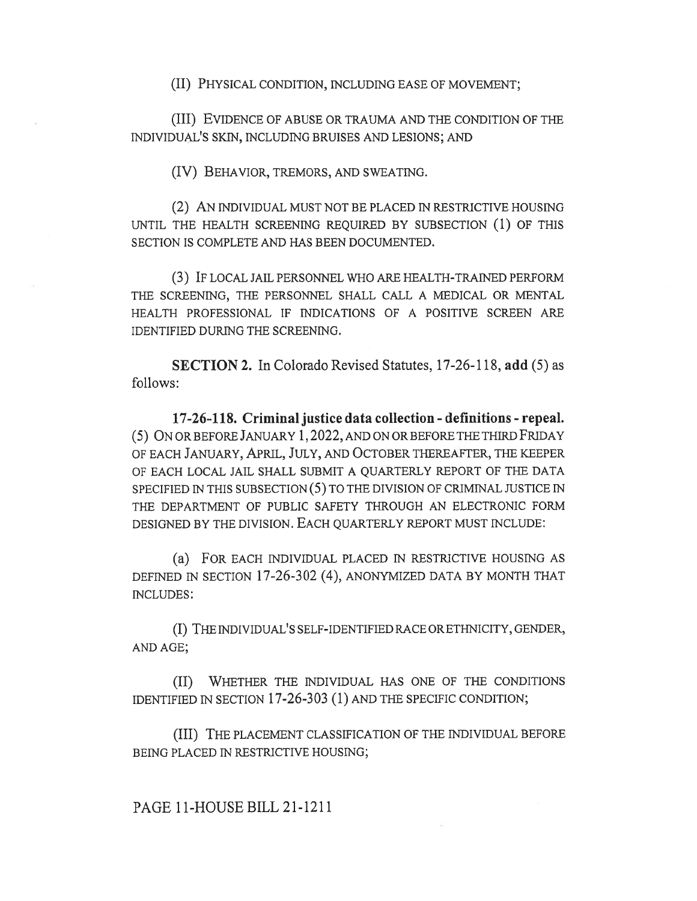(II) PHYSICAL CONDITION, INCLUDING EASE OF MOVEMENT;

(III) EVIDENCE OF ABUSE OR TRAUMA AND THE CONDITION OF THE INDIVIDUAL'S SKIN, INCLUDING BRUISES AND LESIONS; AND

(IV) BEHAVIOR, TREMORS, AND SWEATING.

(2) AN INDIVIDUAL MUST NOT BE PLACED IN RESTRICTIVE HOUSING UNTIL THE HEALTH SCREENING REQUIRED BY SUBSECTION (1) OF THIS SECTION IS COMPLETE AND HAS BEEN DOCUMENTED.

(3) IF LOCAL JAIL PERSONNEL WHO ARE HEALTH-TRAINED PERFORM THE SCREENING, THE PERSONNEL SHALL CALL A MEDICAL OR MENTAL HEALTH PROFESSIONAL IF INDICATIONS OF A POSITIVE SCREEN ARE IDENTIFIED DURING THE SCREENING.

**SECTION 2.** In Colorado Revised Statutes, 17-26-118, **add** (5) as follows:

**17-26-118. Criminal justice data collection - definitions - repeal.** (5) ON OR BEFORE JANUARY 1, 2022, AND ON OR BEFORE THE THIRD FRIDAY OF EACH JANUARY, APRIL, JULY, AND OCTOBER THEREAFTER, THE KEEPER OF EACH LOCAL JAIL SHALL SUBMIT A QUARTERLY REPORT OF THE DATA SPECIFIED IN THIS SUBSECTION (5) TO THE DIVISION OF CRIMINAL JUSTICE IN THE DEPARTMENT OF PUBLIC SAFETY THROUGH AN ELECTRONIC FORM DESIGNED BY THE DIVISION. EACH QUARTERLY REPORT MUST INCLUDE:

(a) FOR EACH INDIVIDUAL PLACED IN RESTRICTIVE HOUSING AS DEFINED IN SECTION 17-26-302 (4), ANONYMIZED DATA BY MONTH THAT INCLUDES:

(I) THE INDIVIDUAL'S SELF-IDENTIFIED RACE OR ETHNICITY, GENDER, AND AGE;

(II) WHETHER THE INDIVIDUAL HAS ONE OF THE CONDITIONS IDENTIFIED IN SECTION 17-26-303 (1) AND THE SPECIFIC CONDITION;

(III) THE PLACEMENT CLASSIFICATION OF THE INDIVIDUAL BEFORE BEING PLACED IN RESTRICTIVE HOUSING;

PAGE 11-HOUSE BILL 21-1211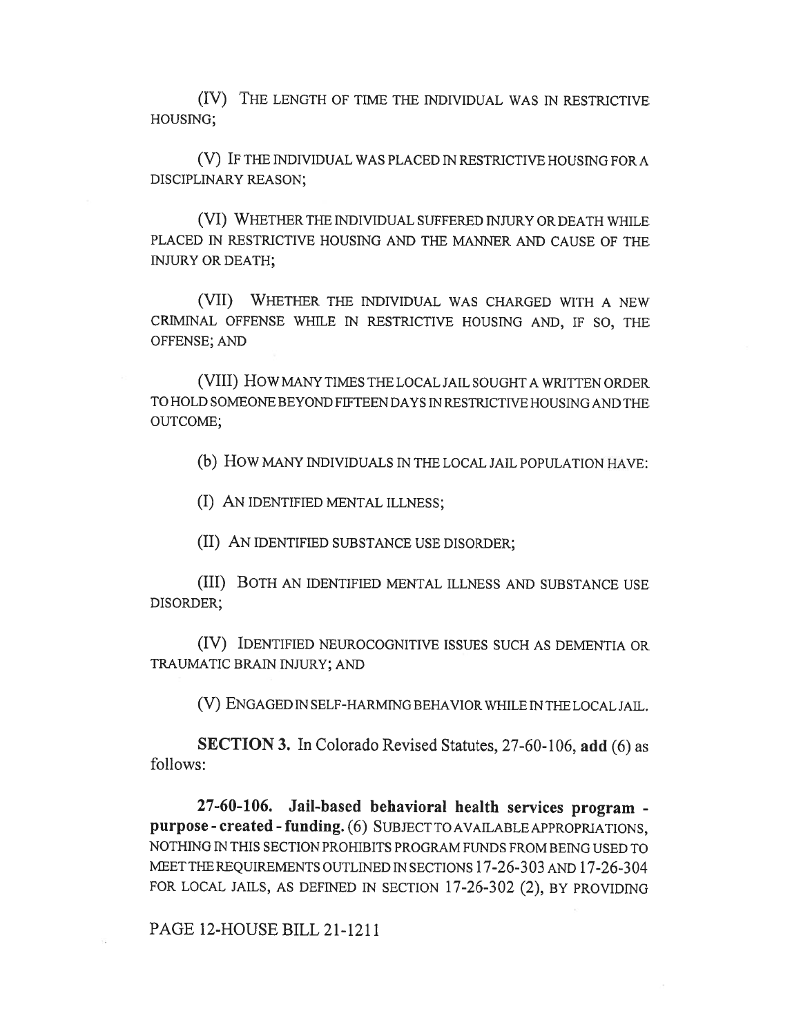(IV) THE LENGTH OF TIME THE INDIVIDUAL WAS IN RESTRICTIVE HOUSING;

(V) IF THE INDIVIDUAL WAS PLACED IN RESTRICTIVE HOUSING FOR A DISCIPLINARY REASON;

(VI) WHETHER THE INDIVIDUAL SUFFERED INJURY OR DEATH WHILE PLACED IN RESTRICTIVE HOUSING AND THE MANNER AND CAUSE OF THE INJURY OR DEATH;

(VII) WHETHER THE INDIVIDUAL WAS CHARGED WITH A NEW CRIMINAL OFFENSE WHILE IN RESTRICTIVE HOUSING AND, IF SO, THE OFFENSE; AND

(VIII) HOW MANY TIMES THE LOCAL JAIL SOUGHT A WRITTEN ORDER TO HOLD SOMEONE BEYOND FIFTEEN DAYS IN RESTRICTIVE HOUSING AND THE OUTCOME;

(b) HOW MANY INDIVIDUALS IN THE LOCAL JAIL POPULATION HAVE:

(I) AN IDENTIFIED MENTAL ILLNESS;

(II) AN IDENTIFIED SUBSTANCE USE DISORDER;

(III) BOTH AN IDENTIFIED MENTAL ILLNESS AND SUBSTANCE USE DISORDER;

(IV) IDENTIFIED NEUROCOGNITIVE ISSUES SUCH AS DEMENTIA OR TRAUMATIC BRAIN INJURY; AND

(V) ENGAGED IN SELF-HARMING BEHAVIOR WHILE IN THE LOCAL JAIL.

**SECTION 3.** In Colorado Revised Statutes, 27-60-106, **add** (6) as follows:

**27-60-106. Jail-based behavioral health services program - purpose - created - funding.** (6) SUBJECT TO AVAILABLE APPROPRIATIONS, NOTHING IN THIS SECTION PROHIBITS PROGRAM FUNDS FROM BEING USED TO MEET THE REQUIREMENTS OUTLINED IN SECTIONS 17-26-303 AND 17-26-304 FOR LOCAL JAILS, AS DEFINED IN SECTION 17-26-302 (2), BY PROVIDING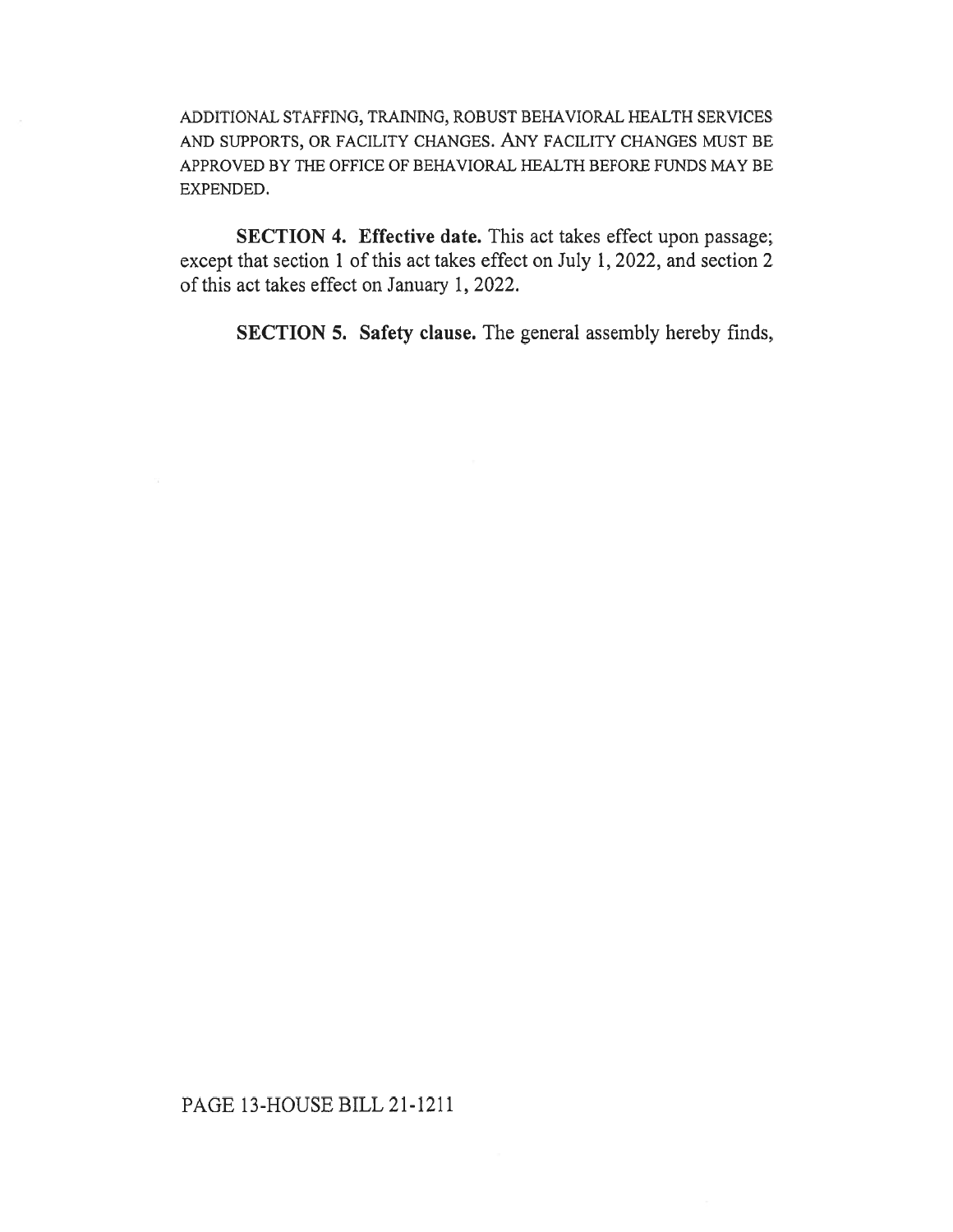ADDITIONAL STAFFING, TRAINING, ROBUST BEHAVIORAL HEALTH SERVICES AND SUPPORTS, OR FACILITY CHANGES. ANY FACILITY CHANGES MUST BE APPROVED BY THE OFFICE OF BEHAVIORAL HEALTH BEFORE FUNDS MAY BE EXPENDED.

**SECTION 4. Effective date.** This act takes effect upon passage; except that section 1 of this act takes effect on July 1, 2022, and section 2 of this act takes effect on January 1, 2022.

**SECTION 5. Safety clause.** The general assembly hereby finds,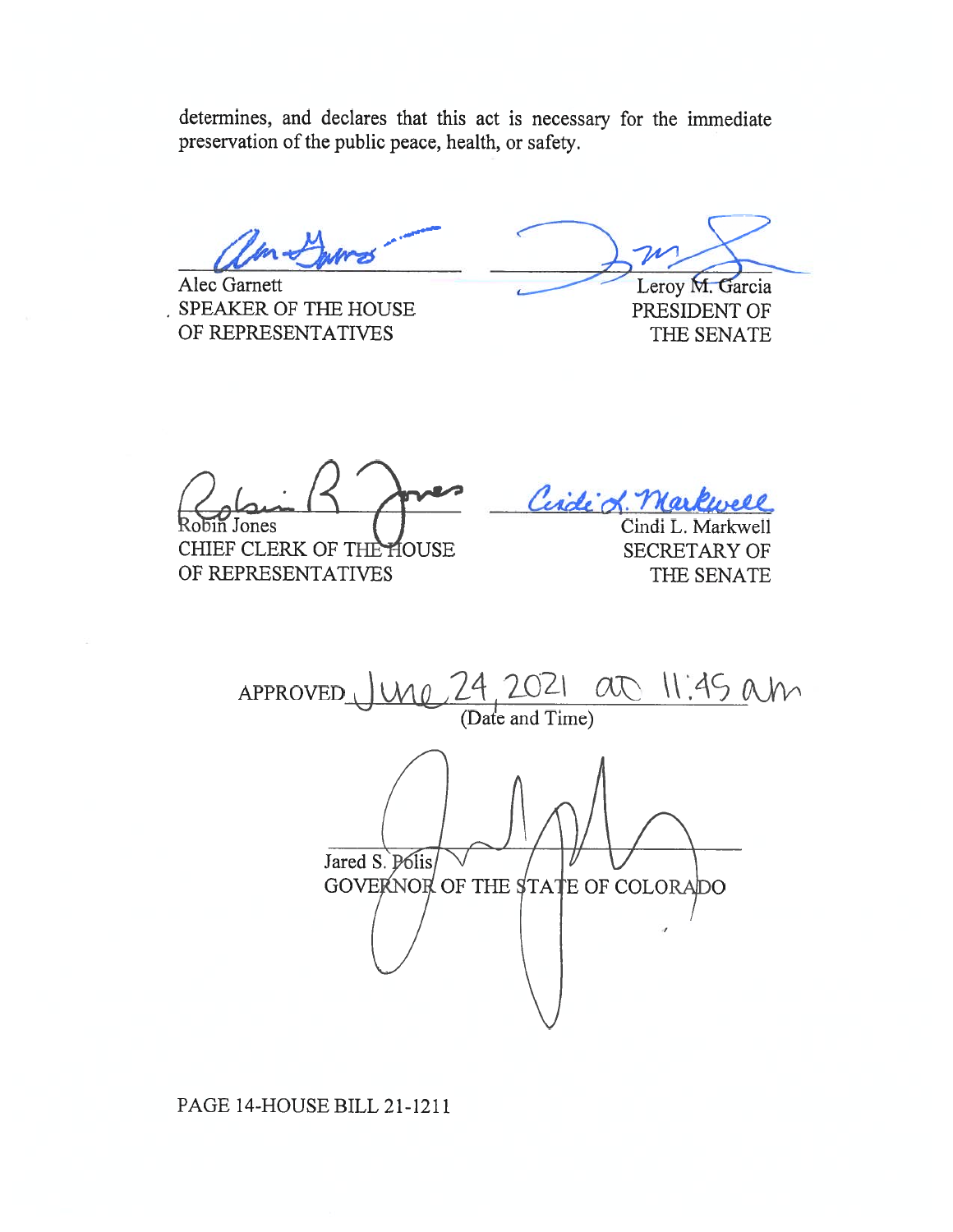determines, and declares that this act is necessary for the immediate preservation of the public peace, health, or safety.

Alec Garnett
SPEAKER OF THE HOUSE
OF REPRESENTATIVES

Leroy M. Garcia
PRESIDENT OF
THE SENATE

Robin Jones
CHIEF CLERK OF THE HOUSE
OF REPRESENTATIVES

Cindi L. Markwell
SECRETARY OF
THE SENATE

APPROVED June 24, 2021 at 11:45 am
(Date and Time)

Jared S. Polis
GOVERNOR OF THE STATE OF COLORADO

PAGE 14-HOUSE BILL 21-1211